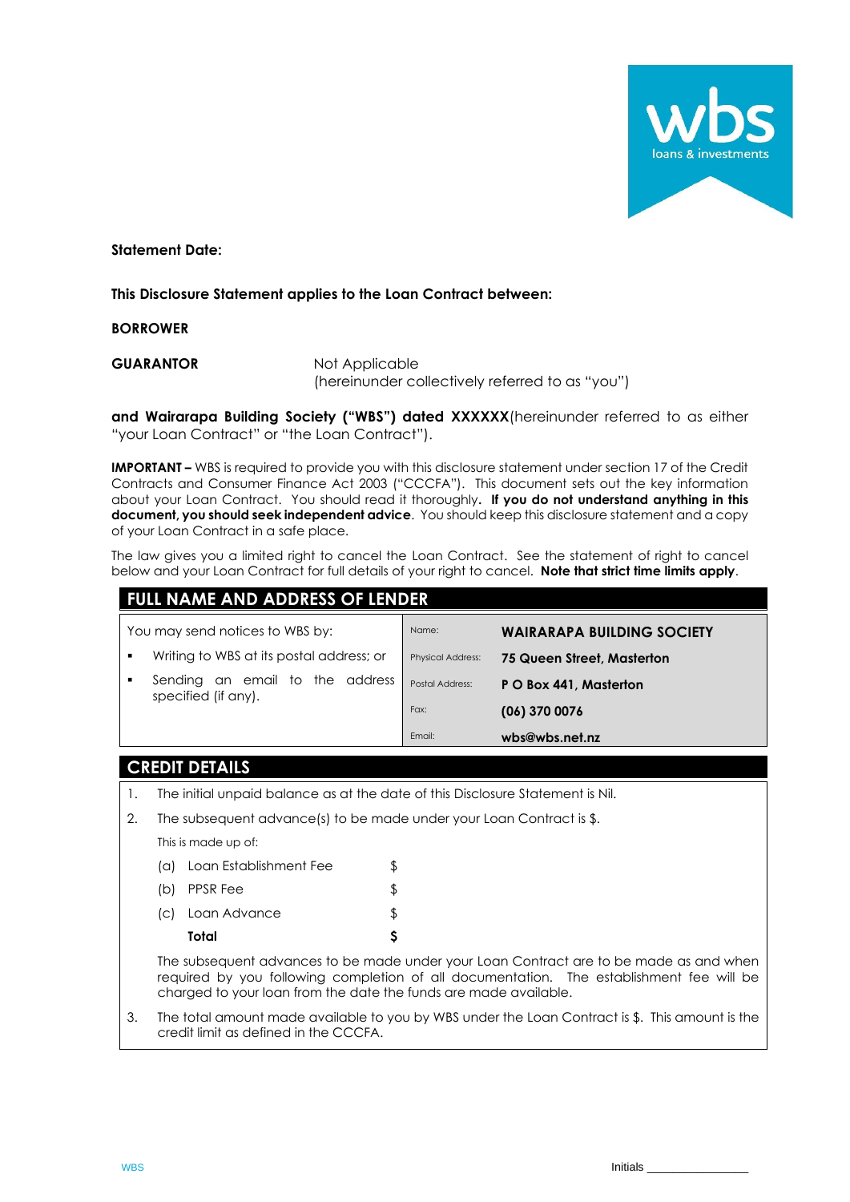**Statement Date:**

**This Disclosure Statement applies to the Loan Contract between:**

**BORROWER**

**GUARANTOR** Not Applicable
(hereinunder collectively referred to as "you")

**and Wairarapa Building Society ("WBS") dated XXXXXX**(hereinunder referred to as either "your Loan Contract" or "the Loan Contract").

**IMPORTANT –** WBS is required to provide you with this disclosure statement under section 17 of the Credit Contracts and Consumer Finance Act 2003 ("CCCFA"). This document sets out the key information about your Loan Contract. You should read it thoroughly**. If you do not understand anything in this document, you should seek independent advice**. You should keep this disclosure statement and a copy of your Loan Contract in a safe place.

The law gives you a limited right to cancel the Loan Contract. See the statement of right to cancel below and your Loan Contract for full details of your right to cancel. **Note that strict time limits apply**.

## FULL NAME AND ADDRESS OF LENDER

| You may send notices to WBS by: | | |
|---|---|---|
| ▪ Writing to WBS at its postal address; or | Name: | **WAIRARAPA BUILDING SOCIETY** |
| ▪ Sending an email to the address specified (if any). | Physical Address: | **75 Queen Street, Masterton** |
| | Postal Address: | **P O Box 441, Masterton** |
| | Fax: | **(06) 370 0076** |
| | Email: | **wbs@wbs.net.nz** |

## CREDIT DETAILS

1. The initial unpaid balance as at the date of this Disclosure Statement is Nil.

2. The subsequent advance(s) to be made under your Loan Contract is $.

   This is made up of:

   | | | |
   |---|---|---|
   | (a) | Loan Establishment Fee | $ |
   | (b) | PPSR Fee | $ |
   | (c) | Loan Advance | $ |
   | | **Total** | **$** |

   The subsequent advances to be made under your Loan Contract are to be made as and when required by you following completion of all documentation. The establishment fee will be charged to your loan from the date the funds are made available.

3. The total amount made available to you by WBS under the Loan Contract is $. This amount is the credit limit as defined in the CCCFA.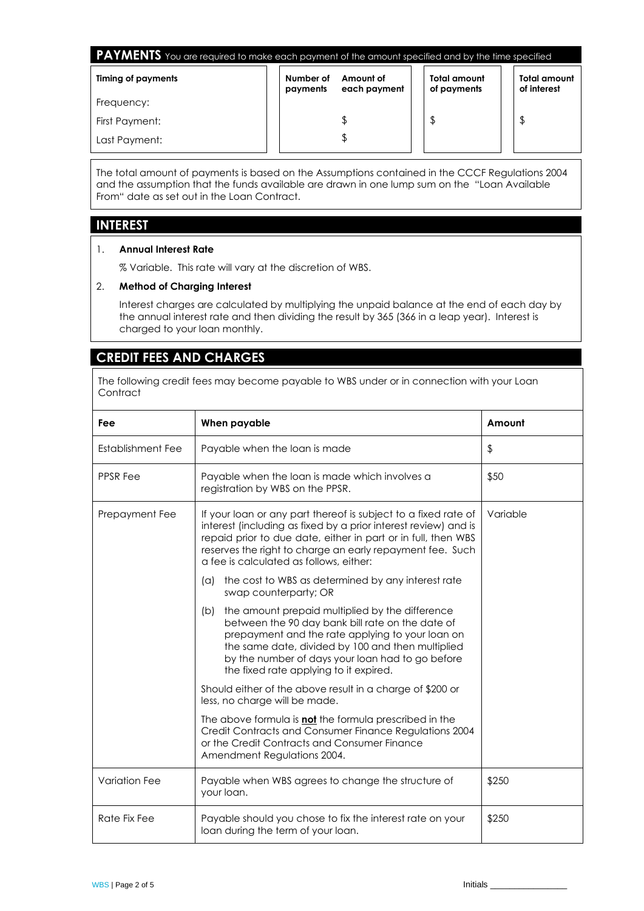## PAYMENTS

You are required to make each payment of the amount specified and by the time specified

| Timing of payments | Number of payments | Amount of each payment | Total amount of payments | Total amount of interest |
|---|---|---|---|---|
| Frequency: | | | | |
| First Payment: | | $ | $ | $ |
| Last Payment: | | $ | | |

The total amount of payments is based on the Assumptions contained in the CCCF Regulations 2004 and the assumption that the funds available are drawn in one lump sum on the "Loan Available From" date as set out in the Loan Contract.

## INTEREST

1. **Annual Interest Rate**

   % Variable. This rate will vary at the discretion of WBS.

2. **Method of Charging Interest**

   Interest charges are calculated by multiplying the unpaid balance at the end of each day by the annual interest rate and then dividing the result by 365 (366 in a leap year). Interest is charged to your loan monthly.

## CREDIT FEES AND CHARGES

The following credit fees may become payable to WBS under or in connection with your Loan Contract

| Fee | When payable | Amount |
|---|---|---|
| Establishment Fee | Payable when the loan is made | $ |
| PPSR Fee | Payable when the loan is made which involves a registration by WBS on the PPSR. | $50 |
| Prepayment Fee | If your loan or any part thereof is subject to a fixed rate of interest (including as fixed by a prior interest review) and is repaid prior to due date, either in part or in full, then WBS reserves the right to charge an early repayment fee. Such a fee is calculated as follows, either:<br>(a) the cost to WBS as determined by any interest rate swap counterparty; OR<br>(b) the amount prepaid multiplied by the difference between the 90 day bank bill rate on the date of prepayment and the rate applying to your loan on the same date, divided by 100 and then multiplied by the number of days your loan had to go before the fixed rate applying to it expired.<br>Should either of the above result in a charge of $200 or less, no charge will be made.<br>The above formula is **not** the formula prescribed in the Credit Contracts and Consumer Finance Regulations 2004 or the Credit Contracts and Consumer Finance Amendment Regulations 2004. | Variable |
| Variation Fee | Payable when WBS agrees to change the structure of your loan. | $250 |
| Rate Fix Fee | Payable should you chose to fix the interest rate on your loan during the term of your loan. | $250 |

Initials ________________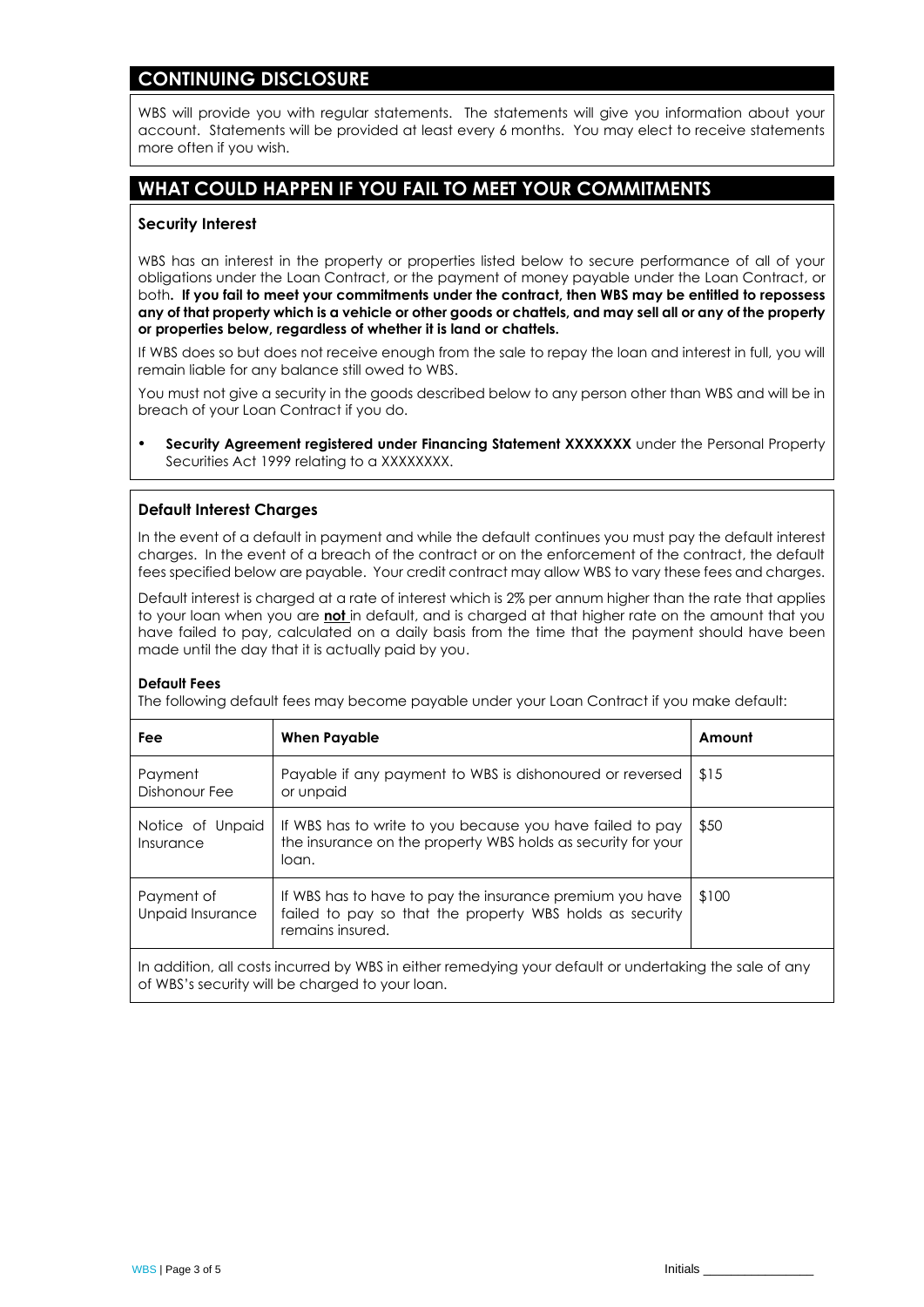## CONTINUING DISCLOSURE

WBS will provide you with regular statements. The statements will give you information about your account. Statements will be provided at least every 6 months. You may elect to receive statements more often if you wish.

## WHAT COULD HAPPEN IF YOU FAIL TO MEET YOUR COMMITMENTS

### Security Interest

WBS has an interest in the property or properties listed below to secure performance of all of your obligations under the Loan Contract, or the payment of money payable under the Loan Contract, or both**. If you fail to meet your commitments under the contract, then WBS may be entitled to repossess any of that property which is a vehicle or other goods or chattels, and may sell all or any of the property or properties below, regardless of whether it is land or chattels.**

If WBS does so but does not receive enough from the sale to repay the loan and interest in full, you will remain liable for any balance still owed to WBS.

You must not give a security in the goods described below to any person other than WBS and will be in breach of your Loan Contract if you do.

- **Security Agreement registered under Financing Statement XXXXXXX** under the Personal Property Securities Act 1999 relating to a XXXXXXXX.

### Default Interest Charges

In the event of a default in payment and while the default continues you must pay the default interest charges. In the event of a breach of the contract or on the enforcement of the contract, the default fees specified below are payable. Your credit contract may allow WBS to vary these fees and charges.

Default interest is charged at a rate of interest which is 2% per annum higher than the rate that applies to your loan when you are **not** in default, and is charged at that higher rate on the amount that you have failed to pay, calculated on a daily basis from the time that the payment should have been made until the day that it is actually paid by you.

**Default Fees**

The following default fees may become payable under your Loan Contract if you make default:

| Fee | When Payable | Amount |
|---|---|---|
| Payment Dishonour Fee | Payable if any payment to WBS is dishonoured or reversed or unpaid | $15 |
| Notice of Unpaid Insurance | If WBS has to write to you because you have failed to pay the insurance on the property WBS holds as security for your loan. | $50 |
| Payment of Unpaid Insurance | If WBS has to have to pay the insurance premium you have failed to pay so that the property WBS holds as security remains insured. | $100 |

In addition, all costs incurred by WBS in either remedying your default or undertaking the sale of any of WBS's security will be charged to your loan.

Initials _______________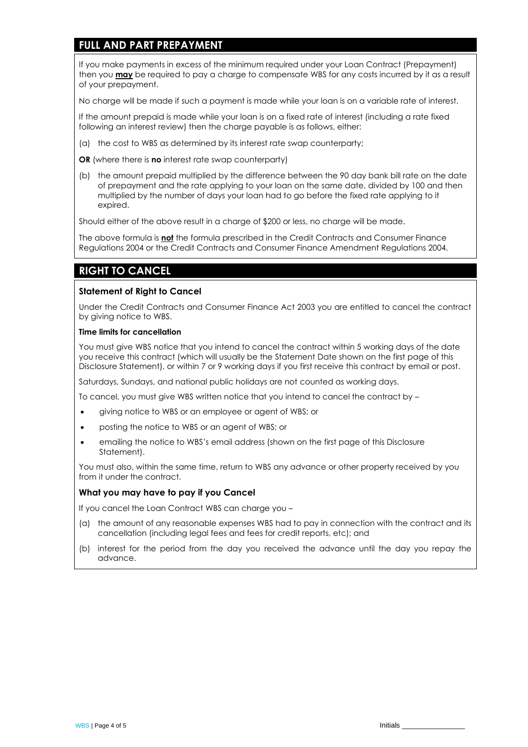## FULL AND PART PREPAYMENT

If you make payments in excess of the minimum required under your Loan Contract (Prepayment) then you **may** be required to pay a charge to compensate WBS for any costs incurred by it as a result of your prepayment.

No charge will be made if such a payment is made while your loan is on a variable rate of interest.

If the amount prepaid is made while your loan is on a fixed rate of interest (including a rate fixed following an interest review) then the charge payable is as follows, either:

(a) the cost to WBS as determined by its interest rate swap counterparty;

**OR** (where there is **no** interest rate swap counterparty)

(b) the amount prepaid multiplied by the difference between the 90 day bank bill rate on the date of prepayment and the rate applying to your loan on the same date, divided by 100 and then multiplied by the number of days your loan had to go before the fixed rate applying to it expired.

Should either of the above result in a charge of $200 or less, no charge will be made.

The above formula is **not** the formula prescribed in the Credit Contracts and Consumer Finance Regulations 2004 or the Credit Contracts and Consumer Finance Amendment Regulations 2004.

## RIGHT TO CANCEL

### Statement of Right to Cancel

Under the Credit Contracts and Consumer Finance Act 2003 you are entitled to cancel the contract by giving notice to WBS.

#### Time limits for cancellation

You must give WBS notice that you intend to cancel the contract within 5 working days of the date you receive this contract (which will usually be the Statement Date shown on the first page of this Disclosure Statement), or within 7 or 9 working days if you first receive this contract by email or post.

Saturdays, Sundays, and national public holidays are not counted as working days.

To cancel, you must give WBS written notice that you intend to cancel the contract by –

- giving notice to WBS or an employee or agent of WBS; or
- posting the notice to WBS or an agent of WBS; or
- emailing the notice to WBS's email address (shown on the first page of this Disclosure Statement).

You must also, within the same time, return to WBS any advance or other property received by you from it under the contract.

### What you may have to pay if you Cancel

If you cancel the Loan Contract WBS can charge you –

(a) the amount of any reasonable expenses WBS had to pay in connection with the contract and its cancellation (including legal fees and fees for credit reports, etc); and

(b) interest for the period from the day you received the advance until the day you repay the advance.

Initials ________________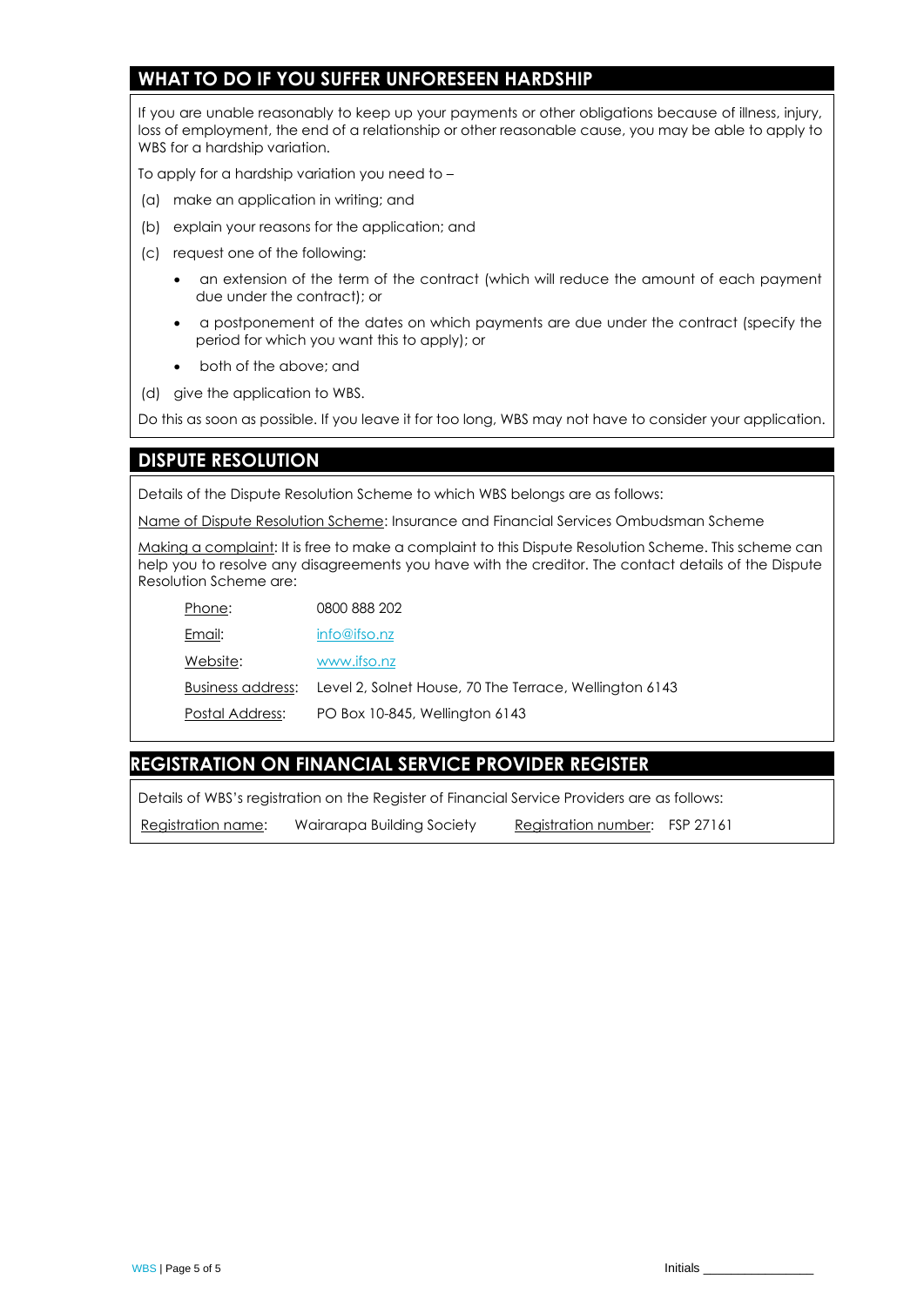## WHAT TO DO IF YOU SUFFER UNFORESEEN HARDSHIP

If you are unable reasonably to keep up your payments or other obligations because of illness, injury, loss of employment, the end of a relationship or other reasonable cause, you may be able to apply to WBS for a hardship variation.

To apply for a hardship variation you need to –

(a) make an application in writing; and

(b) explain your reasons for the application; and

(c) request one of the following:

- an extension of the term of the contract (which will reduce the amount of each payment due under the contract); or
- a postponement of the dates on which payments are due under the contract (specify the period for which you want this to apply); or
- both of the above; and

(d) give the application to WBS.

Do this as soon as possible. If you leave it for too long, WBS may not have to consider your application.

## DISPUTE RESOLUTION

Details of the Dispute Resolution Scheme to which WBS belongs are as follows:

Name of Dispute Resolution Scheme: Insurance and Financial Services Ombudsman Scheme

Making a complaint: It is free to make a complaint to this Dispute Resolution Scheme. This scheme can help you to resolve any disagreements you have with the creditor. The contact details of the Dispute Resolution Scheme are:

| | |
|---|---|
| Phone: | 0800 888 202 |
| Email: | info@ifso.nz |
| Website: | www.ifso.nz |
| Business address: | Level 2, Solnet House, 70 The Terrace, Wellington 6143 |
| Postal Address: | PO Box 10-845, Wellington 6143 |

## REGISTRATION ON FINANCIAL SERVICE PROVIDER REGISTER

Details of WBS's registration on the Register of Financial Service Providers are as follows:

Registration name: Wairarapa Building Society Registration number: FSP 27161

Initials _______________